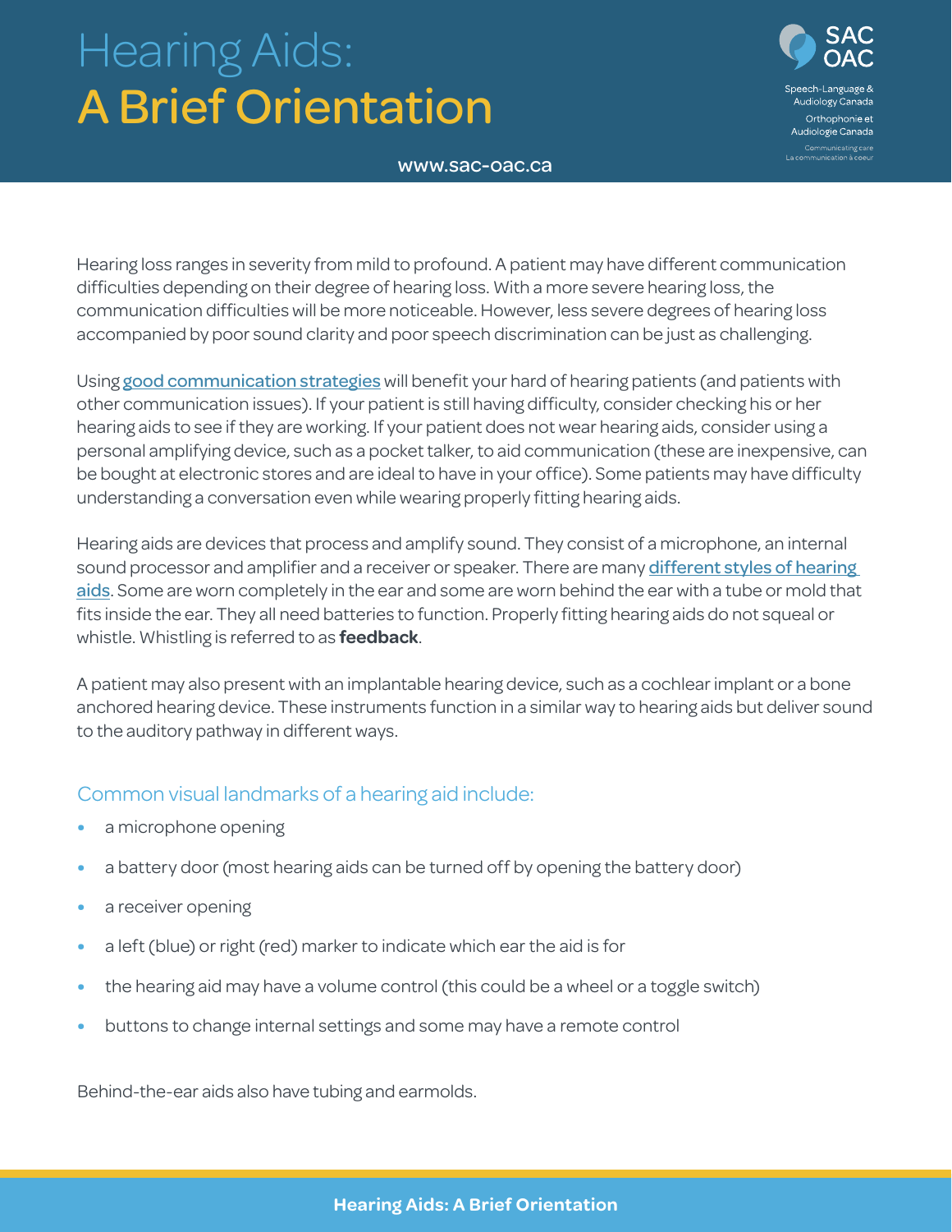# Hearing Aids: A Brief Orientation

www.sac-oac.ca

Hearing loss ranges in severity from mild to profound. A patient may have different communication difficulties depending on their degree of hearing loss. With a more severe hearing loss, the communication difficulties will be more noticeable. However, less severe degrees of hearing loss accompanied by poor sound clarity and poor speech discrimination can be just as challenging.

Using good communication strategies will benefit your hard of hearing patients (and patients with other communication issues). If your patient is still having difficulty, consider checking his or her hearing aids to see if they are working. If your patient does not wear hearing aids, consider using a personal amplifying device, such as a pocket talker, to aid communication (these are inexpensive, can be bought at electronic stores and are ideal to have in your office). Some patients may have difficulty understanding a conversation even while wearing properly fitting hearing aids.

Hearing aids are devices that process and amplify sound. They consist of a microphone, an internal sound processor and amplifier and a receiver or speaker. There are many different styles of hearing aids. Some are worn completely in the ear and some are worn behind the ear with a tube or mold that fits inside the ear. They all need batteries to function. Properly fitting hearing aids do not squeal or whistle. Whistling is referred to as **feedback**.

A patient may also present with an implantable hearing device, such as a cochlear implant or a bone anchored hearing device. These instruments function in a similar way to hearing aids but deliver sound to the auditory pathway in different ways.

## Common visual landmarks of a hearing aid include:

- a microphone opening
- a battery door (most hearing aids can be turned off by opening the battery door)
- a receiver opening
- a left (blue) or right (red) marker to indicate which ear the aid is for
- the hearing aid may have a volume control (this could be a wheel or a toggle switch)
- buttons to change internal settings and some may have a remote control

Behind-the-ear aids also have tubing and earmolds.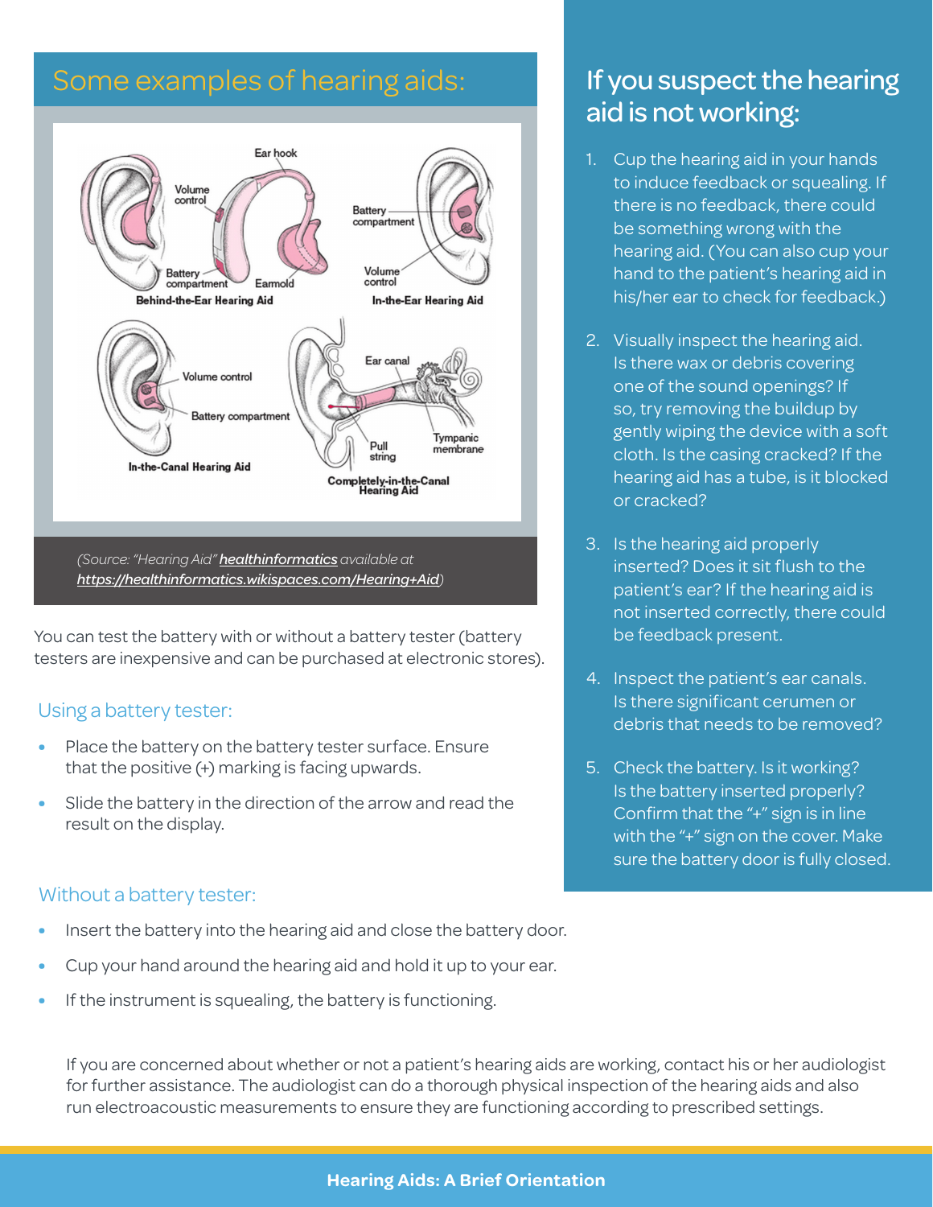## Some examples of hearing aids:

Ear hook

Volume control

Battery compartment

Earmold

Behind-the-Ear Hearing Aid

Battery compartment

Volume control

In-the-Ear Hearing Aid

Volume control

Battery compartment

In-the-Canal Hearing Aid

Ear canal

Pull string

Tympanic membrane

Completely-in-the-Canal Hearing Aid

*(Source: "Hearing Aid" **healthinformatics** available at **https://healthinformatics.wikispaces.com/Hearing+Aid**)*

You can test the battery with or without a battery tester (battery testers are inexpensive and can be purchased at electronic stores).

### Using a battery tester:

- Place the battery on the battery tester surface. Ensure that the positive (+) marking is facing upwards.
- Slide the battery in the direction of the arrow and read the result on the display.

### Without a battery tester:

- Insert the battery into the hearing aid and close the battery door.
- Cup your hand around the hearing aid and hold it up to your ear.
- If the instrument is squealing, the battery is functioning.

If you are concerned about whether or not a patient's hearing aids are working, contact his or her audiologist for further assistance. The audiologist can do a thorough physical inspection of the hearing aids and also run electroacoustic measurements to ensure they are functioning according to prescribed settings.

## If you suspect the hearing aid is not working:

1. Cup the hearing aid in your hands to induce feedback or squealing. If there is no feedback, there could be something wrong with the hearing aid. (You can also cup your hand to the patient's hearing aid in his/her ear to check for feedback.)
2. Visually inspect the hearing aid. Is there wax or debris covering one of the sound openings? If so, try removing the buildup by gently wiping the device with a soft cloth. Is the casing cracked? If the hearing aid has a tube, is it blocked or cracked?
3. Is the hearing aid properly inserted? Does it sit flush to the patient's ear? If the hearing aid is not inserted correctly, there could be feedback present.
4. Inspect the patient's ear canals. Is there significant cerumen or debris that needs to be removed?
5. Check the battery. Is it working? Is the battery inserted properly? Confirm that the "+" sign is in line with the "+" sign on the cover. Make sure the battery door is fully closed.